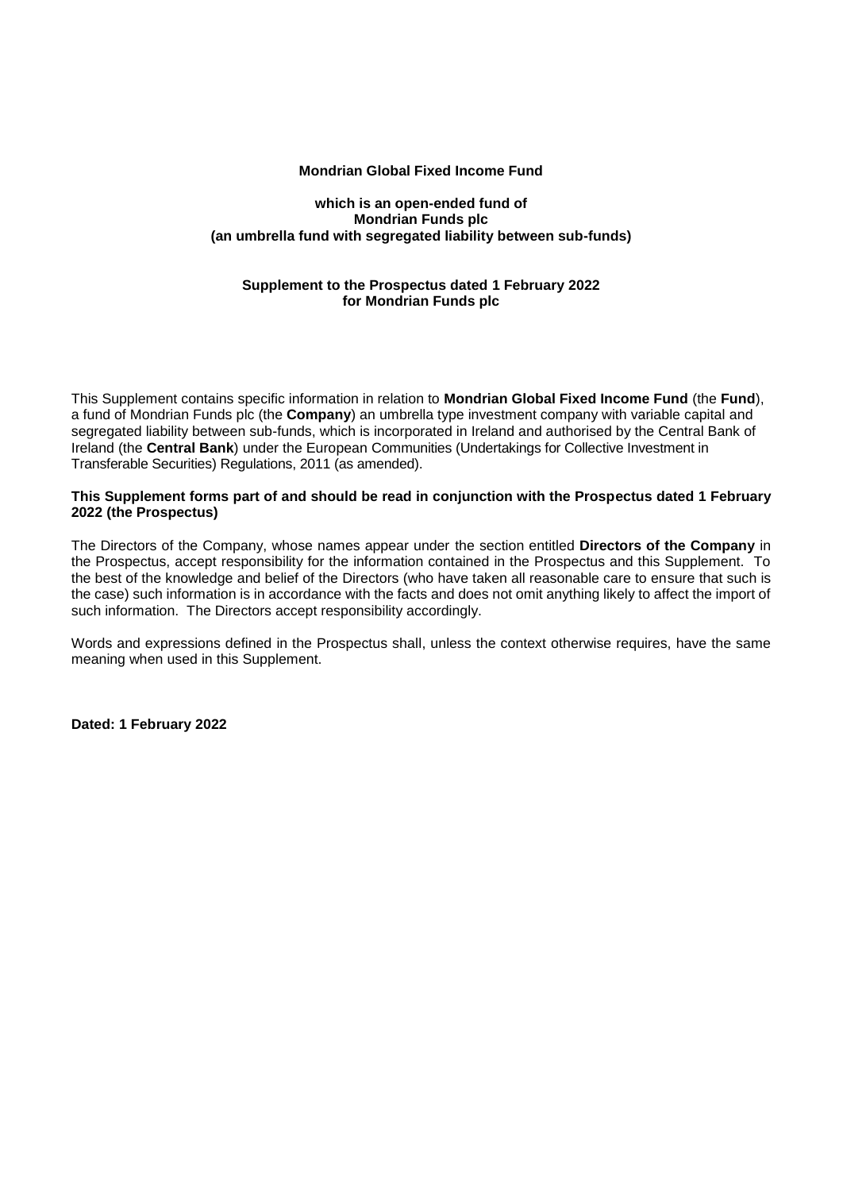**Mondrian Global Fixed Income Fund**

**which is an open-ended fund of**
**Mondrian Funds plc**
**(an umbrella fund with segregated liability between sub-funds)**

**Supplement to the Prospectus dated 1 February 2022**
**for Mondrian Funds plc**

This Supplement contains specific information in relation to **Mondrian Global Fixed Income Fund** (the **Fund**), a fund of Mondrian Funds plc (the **Company**) an umbrella type investment company with variable capital and segregated liability between sub-funds, which is incorporated in Ireland and authorised by the Central Bank of Ireland (the **Central Bank**) under the European Communities (Undertakings for Collective Investment in Transferable Securities) Regulations, 2011 (as amended).

**This Supplement forms part of and should be read in conjunction with the Prospectus dated 1 February 2022 (the Prospectus)**

The Directors of the Company, whose names appear under the section entitled **Directors of the Company** in the Prospectus, accept responsibility for the information contained in the Prospectus and this Supplement. To the best of the knowledge and belief of the Directors (who have taken all reasonable care to ensure that such is the case) such information is in accordance with the facts and does not omit anything likely to affect the import of such information. The Directors accept responsibility accordingly.

Words and expressions defined in the Prospectus shall, unless the context otherwise requires, have the same meaning when used in this Supplement.

**Dated: 1 February 2022**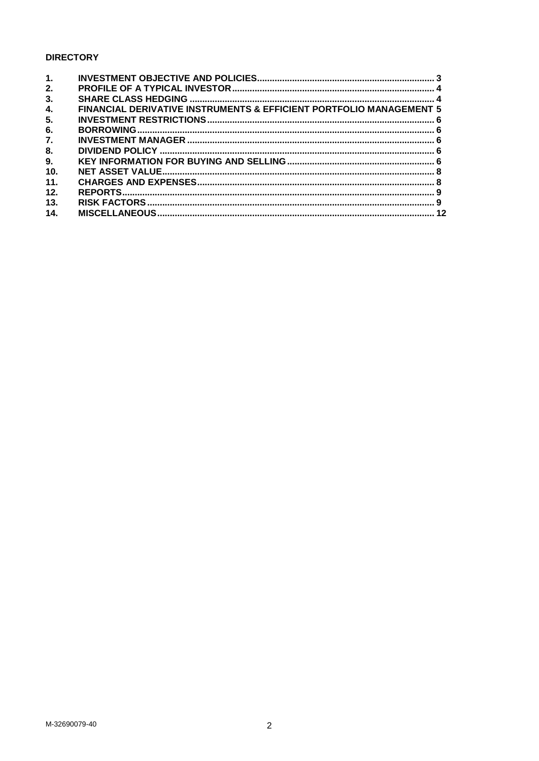**DIRECTORY**

| | | |
|---|---|---|
| **1.** | **INVESTMENT OBJECTIVE AND POLICIES** | **3** |
| **2.** | **PROFILE OF A TYPICAL INVESTOR** | **4** |
| **3.** | **SHARE CLASS HEDGING** | **4** |
| **4.** | **FINANCIAL DERIVATIVE INSTRUMENTS & EFFICIENT PORTFOLIO MANAGEMENT** | **5** |
| **5.** | **INVESTMENT RESTRICTIONS** | **6** |
| **6.** | **BORROWING** | **6** |
| **7.** | **INVESTMENT MANAGER** | **6** |
| **8.** | **DIVIDEND POLICY** | **6** |
| **9.** | **KEY INFORMATION FOR BUYING AND SELLING** | **6** |
| **10.** | **NET ASSET VALUE** | **8** |
| **11.** | **CHARGES AND EXPENSES** | **8** |
| **12.** | **REPORTS** | **9** |
| **13.** | **RISK FACTORS** | **9** |
| **14.** | **MISCELLANEOUS** | **12** |

M-32690079-40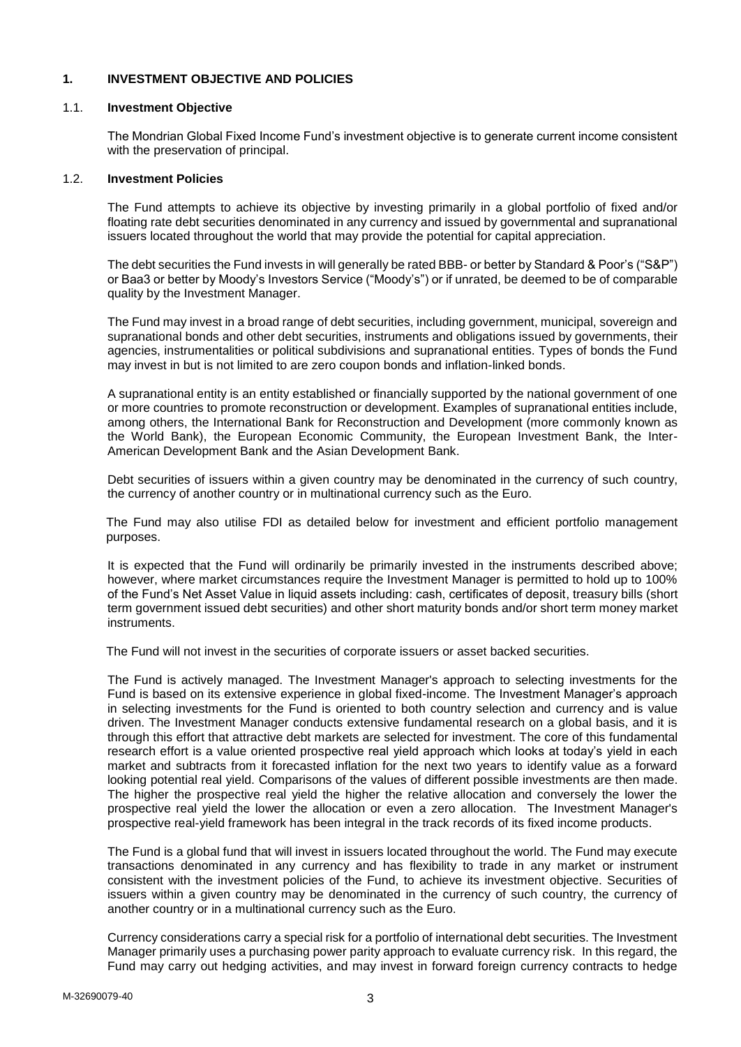# 1. INVESTMENT OBJECTIVE AND POLICIES

## 1.1. Investment Objective

The Mondrian Global Fixed Income Fund's investment objective is to generate current income consistent with the preservation of principal.

## 1.2. Investment Policies

The Fund attempts to achieve its objective by investing primarily in a global portfolio of fixed and/or floating rate debt securities denominated in any currency and issued by governmental and supranational issuers located throughout the world that may provide the potential for capital appreciation.

The debt securities the Fund invests in will generally be rated BBB- or better by Standard & Poor's ("S&P") or Baa3 or better by Moody's Investors Service ("Moody's") or if unrated, be deemed to be of comparable quality by the Investment Manager.

The Fund may invest in a broad range of debt securities, including government, municipal, sovereign and supranational bonds and other debt securities, instruments and obligations issued by governments, their agencies, instrumentalities or political subdivisions and supranational entities. Types of bonds the Fund may invest in but is not limited to are zero coupon bonds and inflation-linked bonds.

A supranational entity is an entity established or financially supported by the national government of one or more countries to promote reconstruction or development. Examples of supranational entities include, among others, the International Bank for Reconstruction and Development (more commonly known as the World Bank), the European Economic Community, the European Investment Bank, the Inter-American Development Bank and the Asian Development Bank.

Debt securities of issuers within a given country may be denominated in the currency of such country, the currency of another country or in multinational currency such as the Euro.

The Fund may also utilise FDI as detailed below for investment and efficient portfolio management purposes.

It is expected that the Fund will ordinarily be primarily invested in the instruments described above; however, where market circumstances require the Investment Manager is permitted to hold up to 100% of the Fund's Net Asset Value in liquid assets including: cash, certificates of deposit, treasury bills (short term government issued debt securities) and other short maturity bonds and/or short term money market instruments.

The Fund will not invest in the securities of corporate issuers or asset backed securities.

The Fund is actively managed. The Investment Manager's approach to selecting investments for the Fund is based on its extensive experience in global fixed-income. The Investment Manager's approach in selecting investments for the Fund is oriented to both country selection and currency and is value driven. The Investment Manager conducts extensive fundamental research on a global basis, and it is through this effort that attractive debt markets are selected for investment. The core of this fundamental research effort is a value oriented prospective real yield approach which looks at today's yield in each market and subtracts from it forecasted inflation for the next two years to identify value as a forward looking potential real yield. Comparisons of the values of different possible investments are then made. The higher the prospective real yield the higher the relative allocation and conversely the lower the prospective real yield the lower the allocation or even a zero allocation. The Investment Manager's prospective real-yield framework has been integral in the track records of its fixed income products.

The Fund is a global fund that will invest in issuers located throughout the world. The Fund may execute transactions denominated in any currency and has flexibility to trade in any market or instrument consistent with the investment policies of the Fund, to achieve its investment objective. Securities of issuers within a given country may be denominated in the currency of such country, the currency of another country or in a multinational currency such as the Euro.

Currency considerations carry a special risk for a portfolio of international debt securities. The Investment Manager primarily uses a purchasing power parity approach to evaluate currency risk. In this regard, the Fund may carry out hedging activities, and may invest in forward foreign currency contracts to hedge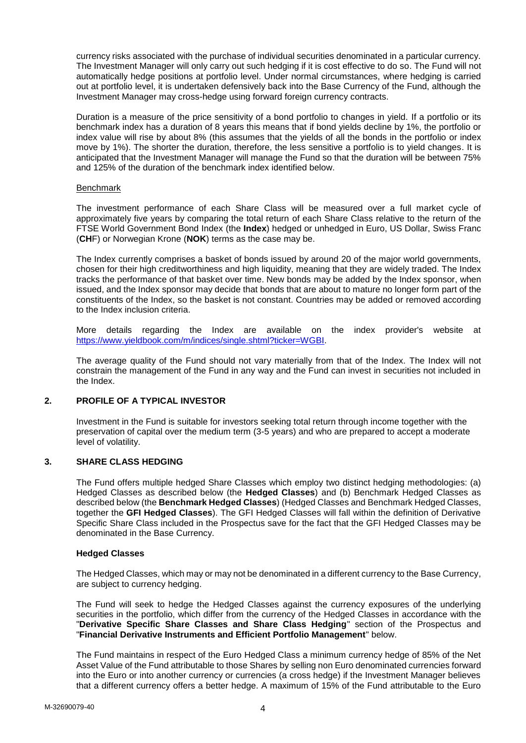currency risks associated with the purchase of individual securities denominated in a particular currency. The Investment Manager will only carry out such hedging if it is cost effective to do so. The Fund will not automatically hedge positions at portfolio level. Under normal circumstances, where hedging is carried out at portfolio level, it is undertaken defensively back into the Base Currency of the Fund, although the Investment Manager may cross-hedge using forward foreign currency contracts.

Duration is a measure of the price sensitivity of a bond portfolio to changes in yield. If a portfolio or its benchmark index has a duration of 8 years this means that if bond yields decline by 1%, the portfolio or index value will rise by about 8% (this assumes that the yields of all the bonds in the portfolio or index move by 1%). The shorter the duration, therefore, the less sensitive a portfolio is to yield changes. It is anticipated that the Investment Manager will manage the Fund so that the duration will be between 75% and 125% of the duration of the benchmark index identified below.

Benchmark

The investment performance of each Share Class will be measured over a full market cycle of approximately five years by comparing the total return of each Share Class relative to the return of the FTSE World Government Bond Index (the **Index**) hedged or unhedged in Euro, US Dollar, Swiss Franc (**CH**F) or Norwegian Krone (**NOK**) terms as the case may be.

The Index currently comprises a basket of bonds issued by around 20 of the major world governments, chosen for their high creditworthiness and high liquidity, meaning that they are widely traded. The Index tracks the performance of that basket over time. New bonds may be added by the Index sponsor, when issued, and the Index sponsor may decide that bonds that are about to mature no longer form part of the constituents of the Index, so the basket is not constant. Countries may be added or removed according to the Index inclusion criteria.

More details regarding the Index are available on the index provider's website at https://www.yieldbook.com/m/indices/single.shtml?ticker=WGBI.

The average quality of the Fund should not vary materially from that of the Index. The Index will not constrain the management of the Fund in any way and the Fund can invest in securities not included in the Index.

## 2. PROFILE OF A TYPICAL INVESTOR

Investment in the Fund is suitable for investors seeking total return through income together with the preservation of capital over the medium term (3-5 years) and who are prepared to accept a moderate level of volatility.

## 3. SHARE CLASS HEDGING

The Fund offers multiple hedged Share Classes which employ two distinct hedging methodologies: (a) Hedged Classes as described below (the **Hedged Classes**) and (b) Benchmark Hedged Classes as described below (the **Benchmark Hedged Classes**) (Hedged Classes and Benchmark Hedged Classes, together the **GFI Hedged Classes**). The GFI Hedged Classes will fall within the definition of Derivative Specific Share Class included in the Prospectus save for the fact that the GFI Hedged Classes may be denominated in the Base Currency.

### Hedged Classes

The Hedged Classes, which may or may not be denominated in a different currency to the Base Currency, are subject to currency hedging.

The Fund will seek to hedge the Hedged Classes against the currency exposures of the underlying securities in the portfolio, which differ from the currency of the Hedged Classes in accordance with the "**Derivative Specific Share Classes and Share Class Hedging**" section of the Prospectus and "**Financial Derivative Instruments and Efficient Portfolio Management**" below.

The Fund maintains in respect of the Euro Hedged Class a minimum currency hedge of 85% of the Net Asset Value of the Fund attributable to those Shares by selling non Euro denominated currencies forward into the Euro or into another currency or currencies (a cross hedge) if the Investment Manager believes that a different currency offers a better hedge. A maximum of 15% of the Fund attributable to the Euro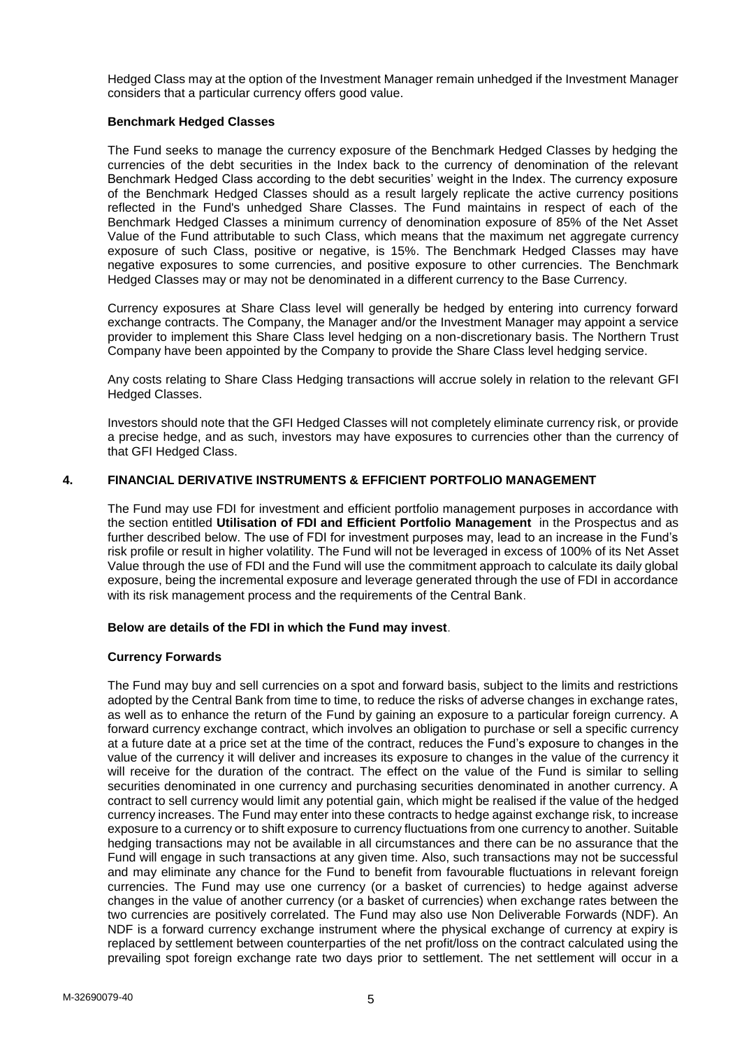Hedged Class may at the option of the Investment Manager remain unhedged if the Investment Manager considers that a particular currency offers good value.

**Benchmark Hedged Classes**

The Fund seeks to manage the currency exposure of the Benchmark Hedged Classes by hedging the currencies of the debt securities in the Index back to the currency of denomination of the relevant Benchmark Hedged Class according to the debt securities' weight in the Index. The currency exposure of the Benchmark Hedged Classes should as a result largely replicate the active currency positions reflected in the Fund's unhedged Share Classes. The Fund maintains in respect of each of the Benchmark Hedged Classes a minimum currency of denomination exposure of 85% of the Net Asset Value of the Fund attributable to such Class, which means that the maximum net aggregate currency exposure of such Class, positive or negative, is 15%. The Benchmark Hedged Classes may have negative exposures to some currencies, and positive exposure to other currencies. The Benchmark Hedged Classes may or may not be denominated in a different currency to the Base Currency.

Currency exposures at Share Class level will generally be hedged by entering into currency forward exchange contracts. The Company, the Manager and/or the Investment Manager may appoint a service provider to implement this Share Class level hedging on a non-discretionary basis. The Northern Trust Company have been appointed by the Company to provide the Share Class level hedging service.

Any costs relating to Share Class Hedging transactions will accrue solely in relation to the relevant GFI Hedged Classes.

Investors should note that the GFI Hedged Classes will not completely eliminate currency risk, or provide a precise hedge, and as such, investors may have exposures to currencies other than the currency of that GFI Hedged Class.

## 4. FINANCIAL DERIVATIVE INSTRUMENTS & EFFICIENT PORTFOLIO MANAGEMENT

The Fund may use FDI for investment and efficient portfolio management purposes in accordance with the section entitled **Utilisation of FDI and Efficient Portfolio Management** in the Prospectus and as further described below. The use of FDI for investment purposes may, lead to an increase in the Fund's risk profile or result in higher volatility. The Fund will not be leveraged in excess of 100% of its Net Asset Value through the use of FDI and the Fund will use the commitment approach to calculate its daily global exposure, being the incremental exposure and leverage generated through the use of FDI in accordance with its risk management process and the requirements of the Central Bank.

**Below are details of the FDI in which the Fund may invest**.

**Currency Forwards**

The Fund may buy and sell currencies on a spot and forward basis, subject to the limits and restrictions adopted by the Central Bank from time to time, to reduce the risks of adverse changes in exchange rates, as well as to enhance the return of the Fund by gaining an exposure to a particular foreign currency. A forward currency exchange contract, which involves an obligation to purchase or sell a specific currency at a future date at a price set at the time of the contract, reduces the Fund's exposure to changes in the value of the currency it will deliver and increases its exposure to changes in the value of the currency it will receive for the duration of the contract. The effect on the value of the Fund is similar to selling securities denominated in one currency and purchasing securities denominated in another currency. A contract to sell currency would limit any potential gain, which might be realised if the value of the hedged currency increases. The Fund may enter into these contracts to hedge against exchange risk, to increase exposure to a currency or to shift exposure to currency fluctuations from one currency to another. Suitable hedging transactions may not be available in all circumstances and there can be no assurance that the Fund will engage in such transactions at any given time. Also, such transactions may not be successful and may eliminate any chance for the Fund to benefit from favourable fluctuations in relevant foreign currencies. The Fund may use one currency (or a basket of currencies) to hedge against adverse changes in the value of another currency (or a basket of currencies) when exchange rates between the two currencies are positively correlated. The Fund may also use Non Deliverable Forwards (NDF). An NDF is a forward currency exchange instrument where the physical exchange of currency at expiry is replaced by settlement between counterparties of the net profit/loss on the contract calculated using the prevailing spot foreign exchange rate two days prior to settlement. The net settlement will occur in a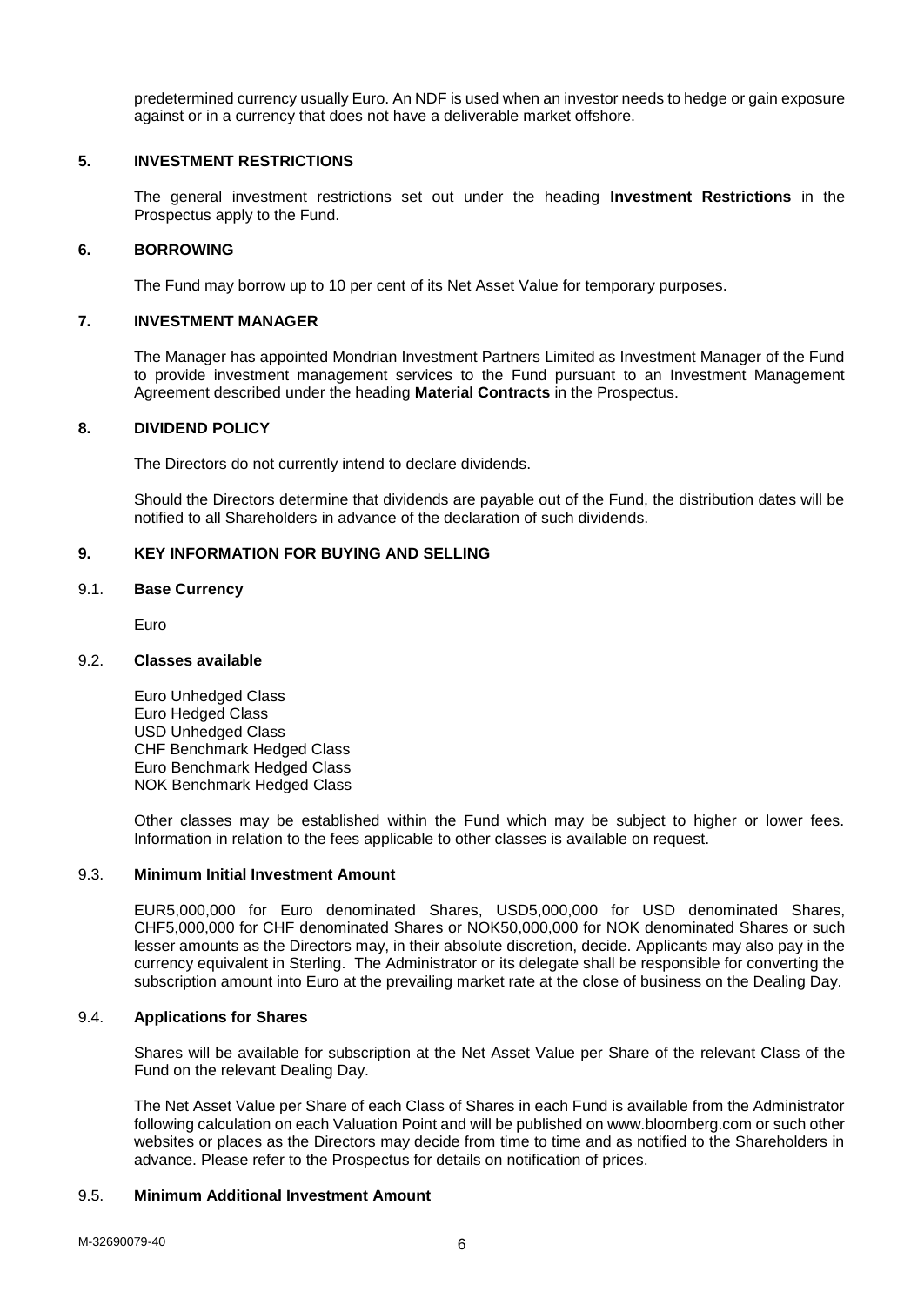predetermined currency usually Euro. An NDF is used when an investor needs to hedge or gain exposure against or in a currency that does not have a deliverable market offshore.

## 5. INVESTMENT RESTRICTIONS

The general investment restrictions set out under the heading **Investment Restrictions** in the Prospectus apply to the Fund.

## 6. BORROWING

The Fund may borrow up to 10 per cent of its Net Asset Value for temporary purposes.

## 7. INVESTMENT MANAGER

The Manager has appointed Mondrian Investment Partners Limited as Investment Manager of the Fund to provide investment management services to the Fund pursuant to an Investment Management Agreement described under the heading **Material Contracts** in the Prospectus.

## 8. DIVIDEND POLICY

The Directors do not currently intend to declare dividends.

Should the Directors determine that dividends are payable out of the Fund, the distribution dates will be notified to all Shareholders in advance of the declaration of such dividends.

## 9. KEY INFORMATION FOR BUYING AND SELLING

### 9.1. Base Currency

Euro

### 9.2. Classes available

Euro Unhedged Class
Euro Hedged Class
USD Unhedged Class
CHF Benchmark Hedged Class
Euro Benchmark Hedged Class
NOK Benchmark Hedged Class

Other classes may be established within the Fund which may be subject to higher or lower fees. Information in relation to the fees applicable to other classes is available on request.

### 9.3. Minimum Initial Investment Amount

EUR5,000,000 for Euro denominated Shares, USD5,000,000 for USD denominated Shares, CHF5,000,000 for CHF denominated Shares or NOK50,000,000 for NOK denominated Shares or such lesser amounts as the Directors may, in their absolute discretion, decide. Applicants may also pay in the currency equivalent in Sterling. The Administrator or its delegate shall be responsible for converting the subscription amount into Euro at the prevailing market rate at the close of business on the Dealing Day.

### 9.4. Applications for Shares

Shares will be available for subscription at the Net Asset Value per Share of the relevant Class of the Fund on the relevant Dealing Day.

The Net Asset Value per Share of each Class of Shares in each Fund is available from the Administrator following calculation on each Valuation Point and will be published on www.bloomberg.com or such other websites or places as the Directors may decide from time to time and as notified to the Shareholders in advance. Please refer to the Prospectus for details on notification of prices.

### 9.5. Minimum Additional Investment Amount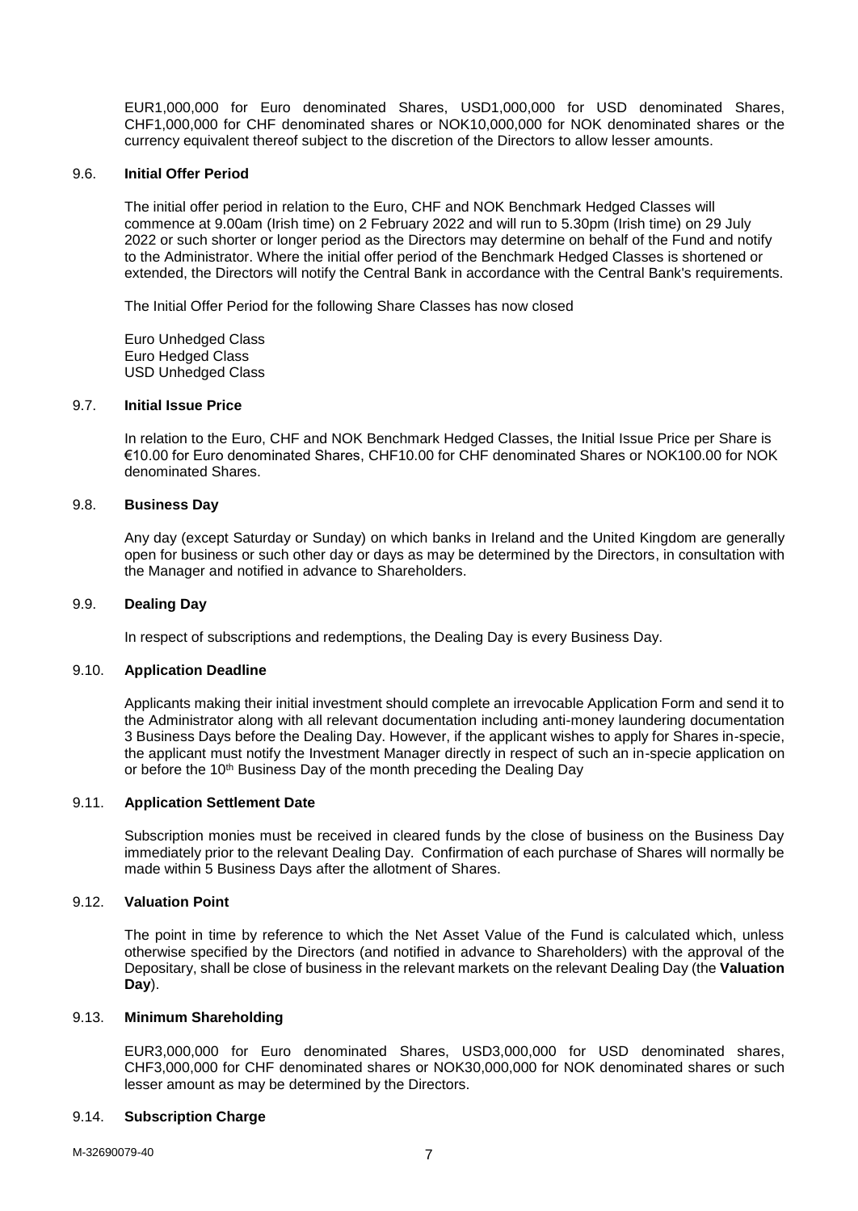EUR1,000,000 for Euro denominated Shares, USD1,000,000 for USD denominated Shares, CHF1,000,000 for CHF denominated shares or NOK10,000,000 for NOK denominated shares or the currency equivalent thereof subject to the discretion of the Directors to allow lesser amounts.

### 9.6. **Initial Offer Period**

The initial offer period in relation to the Euro, CHF and NOK Benchmark Hedged Classes will commence at 9.00am (Irish time) on 2 February 2022 and will run to 5.30pm (Irish time) on 29 July 2022 or such shorter or longer period as the Directors may determine on behalf of the Fund and notify to the Administrator. Where the initial offer period of the Benchmark Hedged Classes is shortened or extended, the Directors will notify the Central Bank in accordance with the Central Bank's requirements.

The Initial Offer Period for the following Share Classes has now closed

Euro Unhedged Class
Euro Hedged Class
USD Unhedged Class

### 9.7. **Initial Issue Price**

In relation to the Euro, CHF and NOK Benchmark Hedged Classes, the Initial Issue Price per Share is €10.00 for Euro denominated Shares, CHF10.00 for CHF denominated Shares or NOK100.00 for NOK denominated Shares.

### 9.8. **Business Day**

Any day (except Saturday or Sunday) on which banks in Ireland and the United Kingdom are generally open for business or such other day or days as may be determined by the Directors, in consultation with the Manager and notified in advance to Shareholders.

### 9.9. **Dealing Day**

In respect of subscriptions and redemptions, the Dealing Day is every Business Day.

### 9.10. **Application Deadline**

Applicants making their initial investment should complete an irrevocable Application Form and send it to the Administrator along with all relevant documentation including anti-money laundering documentation 3 Business Days before the Dealing Day. However, if the applicant wishes to apply for Shares in-specie, the applicant must notify the Investment Manager directly in respect of such an in-specie application on or before the 10th Business Day of the month preceding the Dealing Day

### 9.11. **Application Settlement Date**

Subscription monies must be received in cleared funds by the close of business on the Business Day immediately prior to the relevant Dealing Day. Confirmation of each purchase of Shares will normally be made within 5 Business Days after the allotment of Shares.

### 9.12. **Valuation Point**

The point in time by reference to which the Net Asset Value of the Fund is calculated which, unless otherwise specified by the Directors (and notified in advance to Shareholders) with the approval of the Depositary, shall be close of business in the relevant markets on the relevant Dealing Day (the **Valuation Day**).

### 9.13. **Minimum Shareholding**

EUR3,000,000 for Euro denominated Shares, USD3,000,000 for USD denominated shares, CHF3,000,000 for CHF denominated shares or NOK30,000,000 for NOK denominated shares or such lesser amount as may be determined by the Directors.

### 9.14. **Subscription Charge**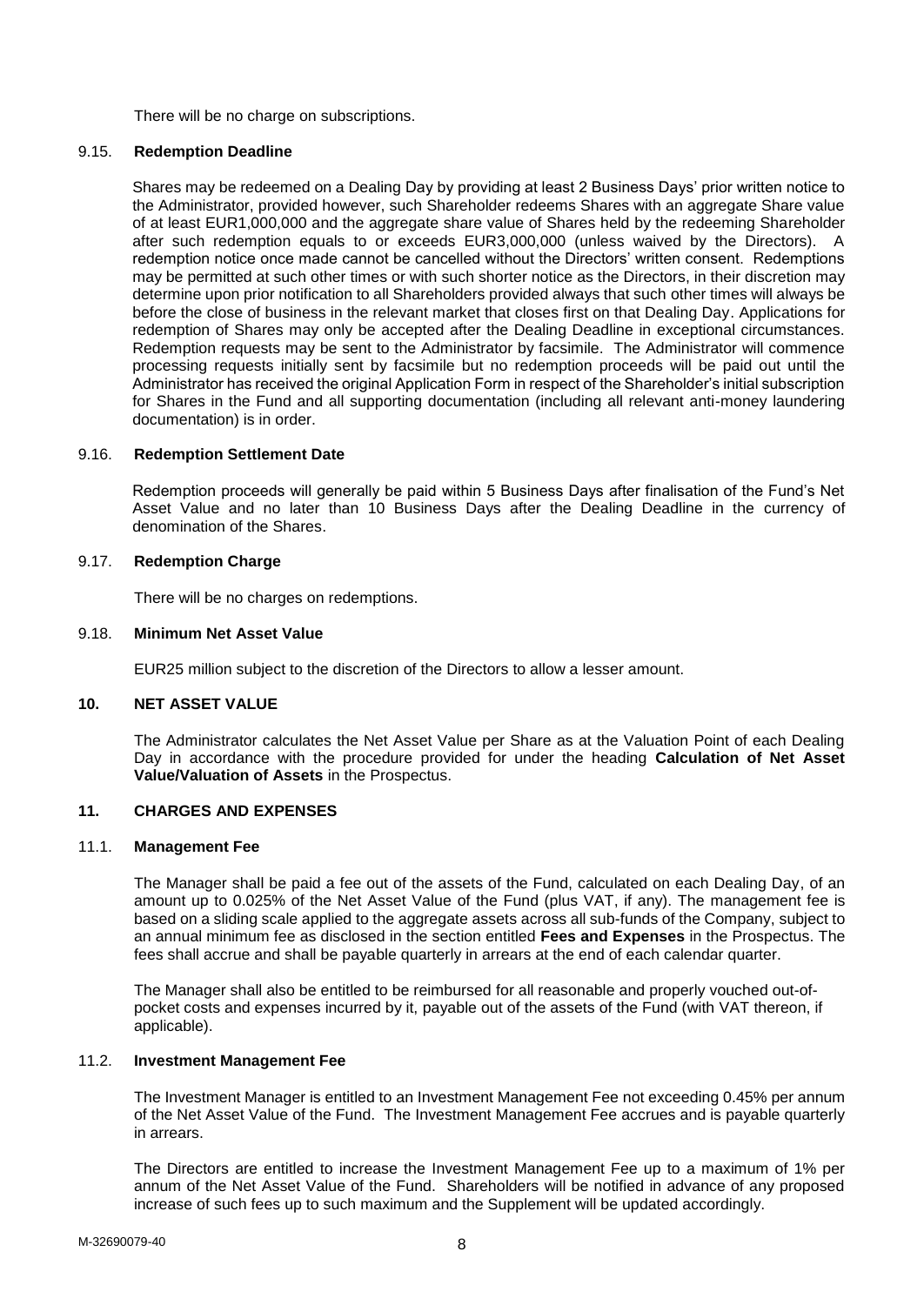There will be no charge on subscriptions.

### 9.15. Redemption Deadline

Shares may be redeemed on a Dealing Day by providing at least 2 Business Days' prior written notice to the Administrator, provided however, such Shareholder redeems Shares with an aggregate Share value of at least EUR1,000,000 and the aggregate share value of Shares held by the redeeming Shareholder after such redemption equals to or exceeds EUR3,000,000 (unless waived by the Directors). A redemption notice once made cannot be cancelled without the Directors' written consent. Redemptions may be permitted at such other times or with such shorter notice as the Directors, in their discretion may determine upon prior notification to all Shareholders provided always that such other times will always be before the close of business in the relevant market that closes first on that Dealing Day. Applications for redemption of Shares may only be accepted after the Dealing Deadline in exceptional circumstances. Redemption requests may be sent to the Administrator by facsimile. The Administrator will commence processing requests initially sent by facsimile but no redemption proceeds will be paid out until the Administrator has received the original Application Form in respect of the Shareholder's initial subscription for Shares in the Fund and all supporting documentation (including all relevant anti-money laundering documentation) is in order.

### 9.16. Redemption Settlement Date

Redemption proceeds will generally be paid within 5 Business Days after finalisation of the Fund's Net Asset Value and no later than 10 Business Days after the Dealing Deadline in the currency of denomination of the Shares.

### 9.17. Redemption Charge

There will be no charges on redemptions.

### 9.18. Minimum Net Asset Value

EUR25 million subject to the discretion of the Directors to allow a lesser amount.

## 10. NET ASSET VALUE

The Administrator calculates the Net Asset Value per Share as at the Valuation Point of each Dealing Day in accordance with the procedure provided for under the heading **Calculation of Net Asset Value/Valuation of Assets** in the Prospectus.

## 11. CHARGES AND EXPENSES

### 11.1. Management Fee

The Manager shall be paid a fee out of the assets of the Fund, calculated on each Dealing Day, of an amount up to 0.025% of the Net Asset Value of the Fund (plus VAT, if any). The management fee is based on a sliding scale applied to the aggregate assets across all sub-funds of the Company, subject to an annual minimum fee as disclosed in the section entitled **Fees and Expenses** in the Prospectus. The fees shall accrue and shall be payable quarterly in arrears at the end of each calendar quarter.

The Manager shall also be entitled to be reimbursed for all reasonable and properly vouched out-of-pocket costs and expenses incurred by it, payable out of the assets of the Fund (with VAT thereon, if applicable).

### 11.2. Investment Management Fee

The Investment Manager is entitled to an Investment Management Fee not exceeding 0.45% per annum of the Net Asset Value of the Fund. The Investment Management Fee accrues and is payable quarterly in arrears.

The Directors are entitled to increase the Investment Management Fee up to a maximum of 1% per annum of the Net Asset Value of the Fund. Shareholders will be notified in advance of any proposed increase of such fees up to such maximum and the Supplement will be updated accordingly.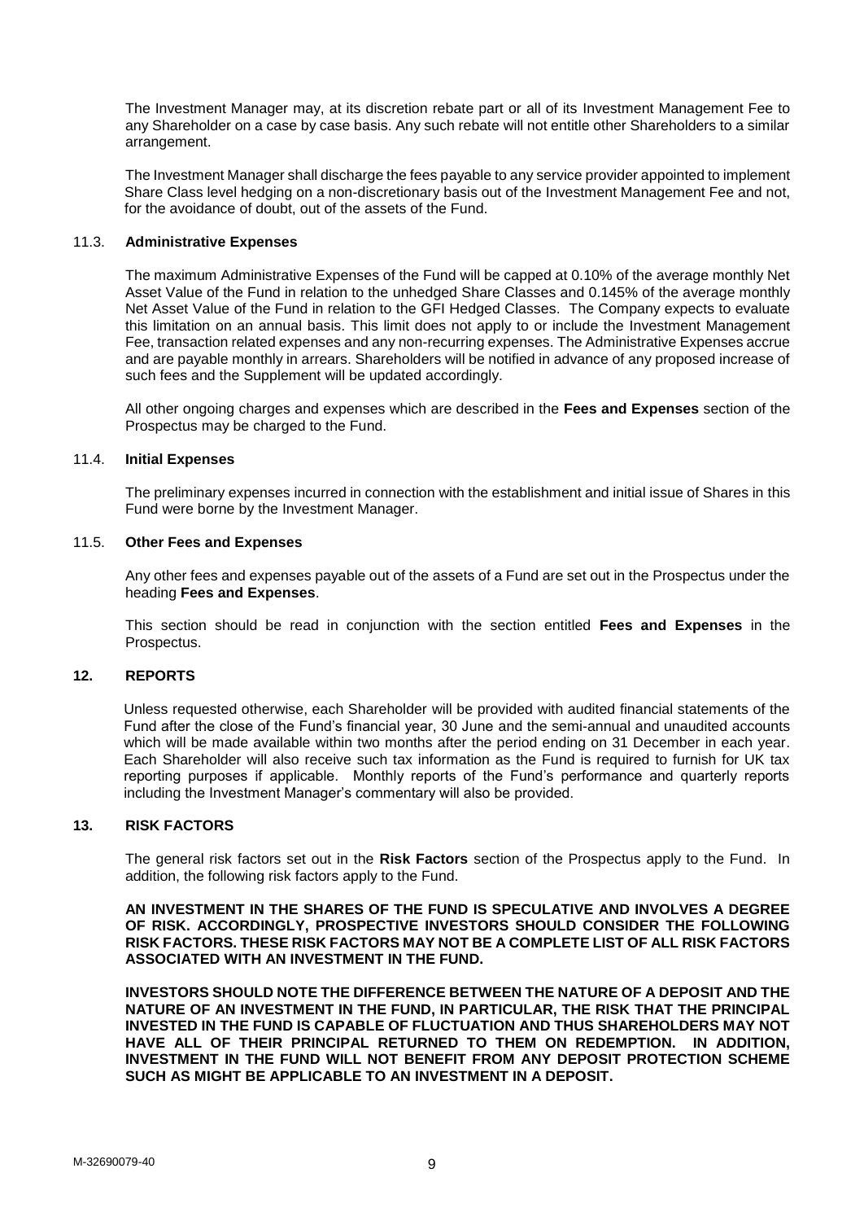The Investment Manager may, at its discretion rebate part or all of its Investment Management Fee to any Shareholder on a case by case basis. Any such rebate will not entitle other Shareholders to a similar arrangement.

The Investment Manager shall discharge the fees payable to any service provider appointed to implement Share Class level hedging on a non-discretionary basis out of the Investment Management Fee and not, for the avoidance of doubt, out of the assets of the Fund.

### 11.3. Administrative Expenses

The maximum Administrative Expenses of the Fund will be capped at 0.10% of the average monthly Net Asset Value of the Fund in relation to the unhedged Share Classes and 0.145% of the average monthly Net Asset Value of the Fund in relation to the GFI Hedged Classes. The Company expects to evaluate this limitation on an annual basis. This limit does not apply to or include the Investment Management Fee, transaction related expenses and any non-recurring expenses. The Administrative Expenses accrue and are payable monthly in arrears. Shareholders will be notified in advance of any proposed increase of such fees and the Supplement will be updated accordingly.

All other ongoing charges and expenses which are described in the **Fees and Expenses** section of the Prospectus may be charged to the Fund.

### 11.4. Initial Expenses

The preliminary expenses incurred in connection with the establishment and initial issue of Shares in this Fund were borne by the Investment Manager.

### 11.5. Other Fees and Expenses

Any other fees and expenses payable out of the assets of a Fund are set out in the Prospectus under the heading **Fees and Expenses**.

This section should be read in conjunction with the section entitled **Fees and Expenses** in the Prospectus.

## 12. REPORTS

Unless requested otherwise, each Shareholder will be provided with audited financial statements of the Fund after the close of the Fund's financial year, 30 June and the semi-annual and unaudited accounts which will be made available within two months after the period ending on 31 December in each year. Each Shareholder will also receive such tax information as the Fund is required to furnish for UK tax reporting purposes if applicable. Monthly reports of the Fund's performance and quarterly reports including the Investment Manager's commentary will also be provided.

## 13. RISK FACTORS

The general risk factors set out in the **Risk Factors** section of the Prospectus apply to the Fund. In addition, the following risk factors apply to the Fund.

**AN INVESTMENT IN THE SHARES OF THE FUND IS SPECULATIVE AND INVOLVES A DEGREE OF RISK. ACCORDINGLY, PROSPECTIVE INVESTORS SHOULD CONSIDER THE FOLLOWING RISK FACTORS. THESE RISK FACTORS MAY NOT BE A COMPLETE LIST OF ALL RISK FACTORS ASSOCIATED WITH AN INVESTMENT IN THE FUND.**

**INVESTORS SHOULD NOTE THE DIFFERENCE BETWEEN THE NATURE OF A DEPOSIT AND THE NATURE OF AN INVESTMENT IN THE FUND, IN PARTICULAR, THE RISK THAT THE PRINCIPAL INVESTED IN THE FUND IS CAPABLE OF FLUCTUATION AND THUS SHAREHOLDERS MAY NOT HAVE ALL OF THEIR PRINCIPAL RETURNED TO THEM ON REDEMPTION. IN ADDITION, INVESTMENT IN THE FUND WILL NOT BENEFIT FROM ANY DEPOSIT PROTECTION SCHEME SUCH AS MIGHT BE APPLICABLE TO AN INVESTMENT IN A DEPOSIT.**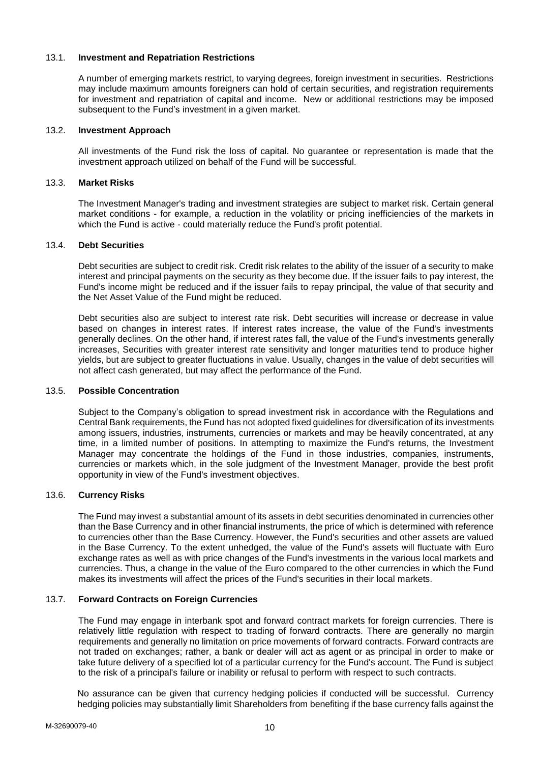### 13.1. **Investment and Repatriation Restrictions**

A number of emerging markets restrict, to varying degrees, foreign investment in securities. Restrictions may include maximum amounts foreigners can hold of certain securities, and registration requirements for investment and repatriation of capital and income. New or additional restrictions may be imposed subsequent to the Fund's investment in a given market.

### 13.2. **Investment Approach**

All investments of the Fund risk the loss of capital. No guarantee or representation is made that the investment approach utilized on behalf of the Fund will be successful.

### 13.3. **Market Risks**

The Investment Manager's trading and investment strategies are subject to market risk. Certain general market conditions - for example, a reduction in the volatility or pricing inefficiencies of the markets in which the Fund is active - could materially reduce the Fund's profit potential.

### 13.4. **Debt Securities**

Debt securities are subject to credit risk. Credit risk relates to the ability of the issuer of a security to make interest and principal payments on the security as they become due. If the issuer fails to pay interest, the Fund's income might be reduced and if the issuer fails to repay principal, the value of that security and the Net Asset Value of the Fund might be reduced.

Debt securities also are subject to interest rate risk. Debt securities will increase or decrease in value based on changes in interest rates. If interest rates increase, the value of the Fund's investments generally declines. On the other hand, if interest rates fall, the value of the Fund's investments generally increases, Securities with greater interest rate sensitivity and longer maturities tend to produce higher yields, but are subject to greater fluctuations in value. Usually, changes in the value of debt securities will not affect cash generated, but may affect the performance of the Fund.

### 13.5. **Possible Concentration**

Subject to the Company's obligation to spread investment risk in accordance with the Regulations and Central Bank requirements, the Fund has not adopted fixed guidelines for diversification of its investments among issuers, industries, instruments, currencies or markets and may be heavily concentrated, at any time, in a limited number of positions. In attempting to maximize the Fund's returns, the Investment Manager may concentrate the holdings of the Fund in those industries, companies, instruments, currencies or markets which, in the sole judgment of the Investment Manager, provide the best profit opportunity in view of the Fund's investment objectives.

### 13.6. **Currency Risks**

The Fund may invest a substantial amount of its assets in debt securities denominated in currencies other than the Base Currency and in other financial instruments, the price of which is determined with reference to currencies other than the Base Currency. However, the Fund's securities and other assets are valued in the Base Currency. To the extent unhedged, the value of the Fund's assets will fluctuate with Euro exchange rates as well as with price changes of the Fund's investments in the various local markets and currencies. Thus, a change in the value of the Euro compared to the other currencies in which the Fund makes its investments will affect the prices of the Fund's securities in their local markets.

### 13.7. **Forward Contracts on Foreign Currencies**

The Fund may engage in interbank spot and forward contract markets for foreign currencies. There is relatively little regulation with respect to trading of forward contracts. There are generally no margin requirements and generally no limitation on price movements of forward contracts. Forward contracts are not traded on exchanges; rather, a bank or dealer will act as agent or as principal in order to make or take future delivery of a specified lot of a particular currency for the Fund's account. The Fund is subject to the risk of a principal's failure or inability or refusal to perform with respect to such contracts.

No assurance can be given that currency hedging policies if conducted will be successful. Currency hedging policies may substantially limit Shareholders from benefiting if the base currency falls against the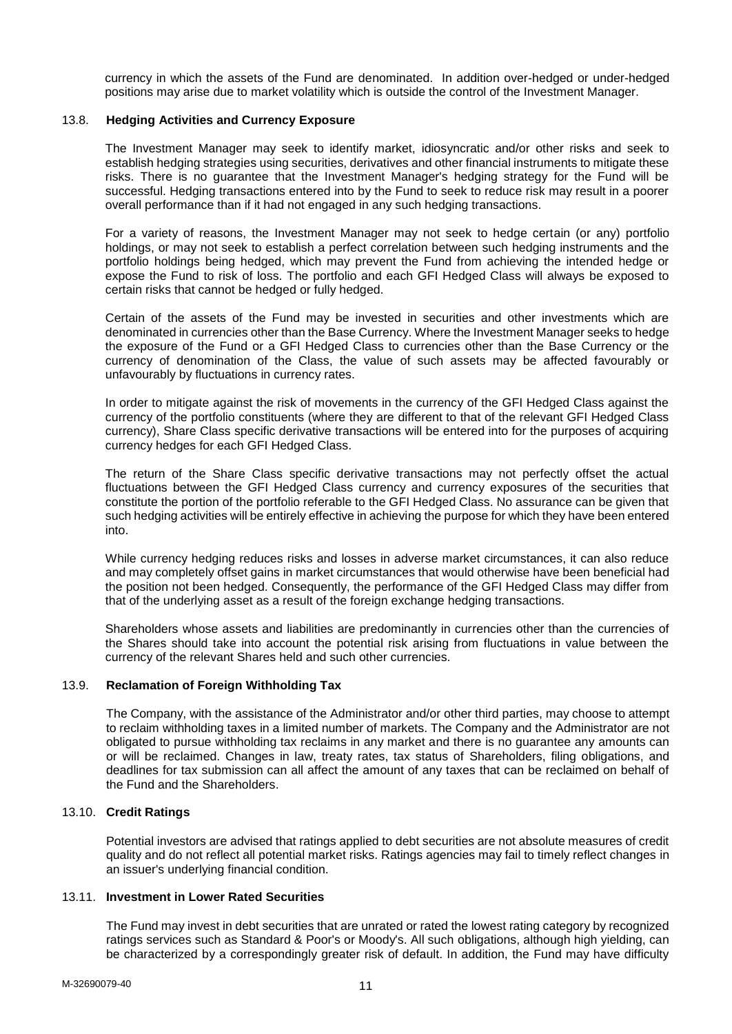currency in which the assets of the Fund are denominated. In addition over-hedged or under-hedged positions may arise due to market volatility which is outside the control of the Investment Manager.

### 13.8. Hedging Activities and Currency Exposure

The Investment Manager may seek to identify market, idiosyncratic and/or other risks and seek to establish hedging strategies using securities, derivatives and other financial instruments to mitigate these risks. There is no guarantee that the Investment Manager's hedging strategy for the Fund will be successful. Hedging transactions entered into by the Fund to seek to reduce risk may result in a poorer overall performance than if it had not engaged in any such hedging transactions.

For a variety of reasons, the Investment Manager may not seek to hedge certain (or any) portfolio holdings, or may not seek to establish a perfect correlation between such hedging instruments and the portfolio holdings being hedged, which may prevent the Fund from achieving the intended hedge or expose the Fund to risk of loss. The portfolio and each GFI Hedged Class will always be exposed to certain risks that cannot be hedged or fully hedged.

Certain of the assets of the Fund may be invested in securities and other investments which are denominated in currencies other than the Base Currency. Where the Investment Manager seeks to hedge the exposure of the Fund or a GFI Hedged Class to currencies other than the Base Currency or the currency of denomination of the Class, the value of such assets may be affected favourably or unfavourably by fluctuations in currency rates.

In order to mitigate against the risk of movements in the currency of the GFI Hedged Class against the currency of the portfolio constituents (where they are different to that of the relevant GFI Hedged Class currency), Share Class specific derivative transactions will be entered into for the purposes of acquiring currency hedges for each GFI Hedged Class.

The return of the Share Class specific derivative transactions may not perfectly offset the actual fluctuations between the GFI Hedged Class currency and currency exposures of the securities that constitute the portion of the portfolio referable to the GFI Hedged Class. No assurance can be given that such hedging activities will be entirely effective in achieving the purpose for which they have been entered into.

While currency hedging reduces risks and losses in adverse market circumstances, it can also reduce and may completely offset gains in market circumstances that would otherwise have been beneficial had the position not been hedged. Consequently, the performance of the GFI Hedged Class may differ from that of the underlying asset as a result of the foreign exchange hedging transactions.

Shareholders whose assets and liabilities are predominantly in currencies other than the currencies of the Shares should take into account the potential risk arising from fluctuations in value between the currency of the relevant Shares held and such other currencies.

### 13.9. Reclamation of Foreign Withholding Tax

The Company, with the assistance of the Administrator and/or other third parties, may choose to attempt to reclaim withholding taxes in a limited number of markets. The Company and the Administrator are not obligated to pursue withholding tax reclaims in any market and there is no guarantee any amounts can or will be reclaimed. Changes in law, treaty rates, tax status of Shareholders, filing obligations, and deadlines for tax submission can all affect the amount of any taxes that can be reclaimed on behalf of the Fund and the Shareholders.

### 13.10. Credit Ratings

Potential investors are advised that ratings applied to debt securities are not absolute measures of credit quality and do not reflect all potential market risks. Ratings agencies may fail to timely reflect changes in an issuer's underlying financial condition.

### 13.11. Investment in Lower Rated Securities

The Fund may invest in debt securities that are unrated or rated the lowest rating category by recognized ratings services such as Standard & Poor's or Moody's. All such obligations, although high yielding, can be characterized by a correspondingly greater risk of default. In addition, the Fund may have difficulty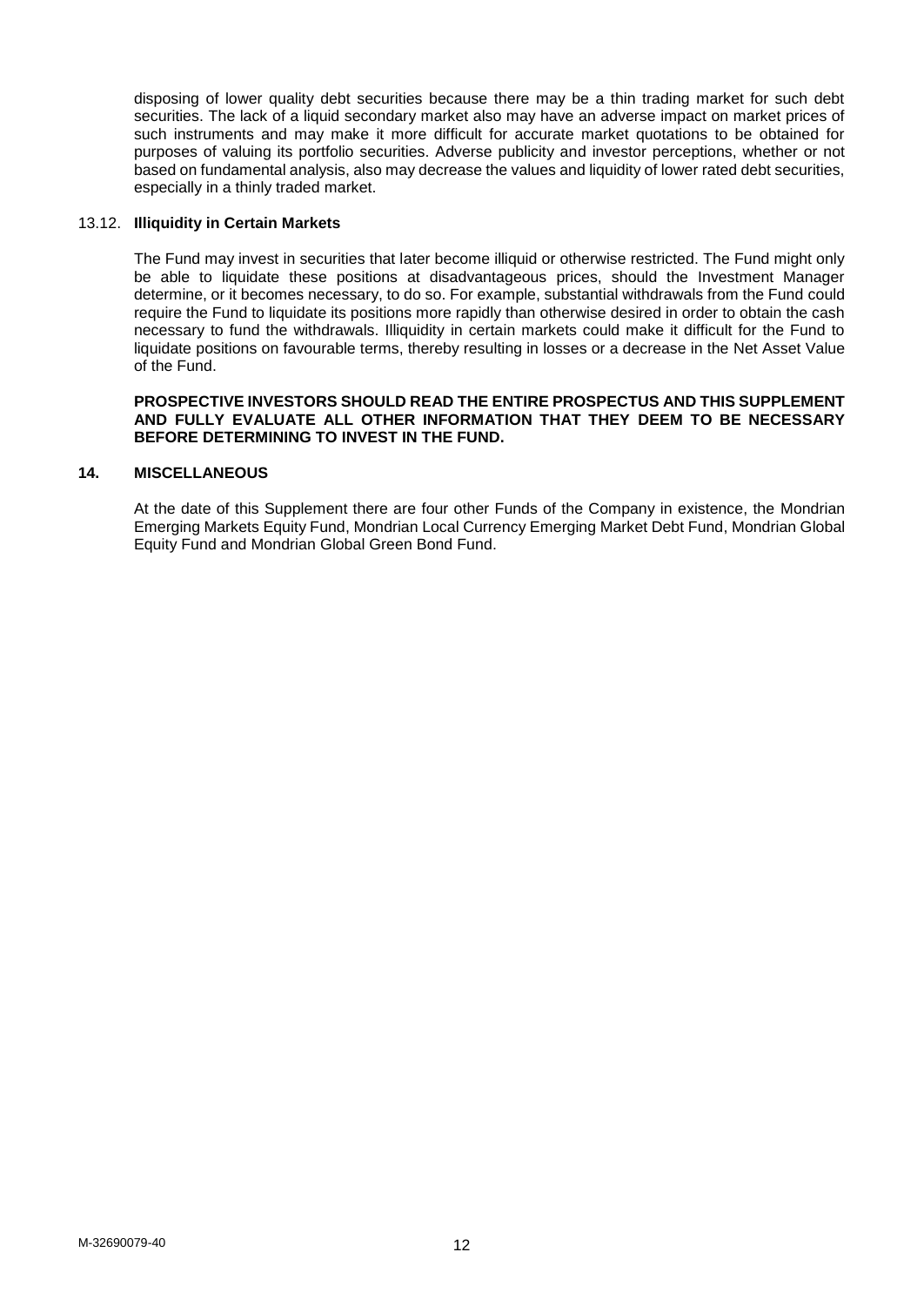disposing of lower quality debt securities because there may be a thin trading market for such debt securities. The lack of a liquid secondary market also may have an adverse impact on market prices of such instruments and may make it more difficult for accurate market quotations to be obtained for purposes of valuing its portfolio securities. Adverse publicity and investor perceptions, whether or not based on fundamental analysis, also may decrease the values and liquidity of lower rated debt securities, especially in a thinly traded market.

### 13.12. Illiquidity in Certain Markets

The Fund may invest in securities that later become illiquid or otherwise restricted. The Fund might only be able to liquidate these positions at disadvantageous prices, should the Investment Manager determine, or it becomes necessary, to do so. For example, substantial withdrawals from the Fund could require the Fund to liquidate its positions more rapidly than otherwise desired in order to obtain the cash necessary to fund the withdrawals. Illiquidity in certain markets could make it difficult for the Fund to liquidate positions on favourable terms, thereby resulting in losses or a decrease in the Net Asset Value of the Fund.

**PROSPECTIVE INVESTORS SHOULD READ THE ENTIRE PROSPECTUS AND THIS SUPPLEMENT AND FULLY EVALUATE ALL OTHER INFORMATION THAT THEY DEEM TO BE NECESSARY BEFORE DETERMINING TO INVEST IN THE FUND.**

## 14. MISCELLANEOUS

At the date of this Supplement there are four other Funds of the Company in existence, the Mondrian Emerging Markets Equity Fund, Mondrian Local Currency Emerging Market Debt Fund, Mondrian Global Equity Fund and Mondrian Global Green Bond Fund.

M-32690079-40